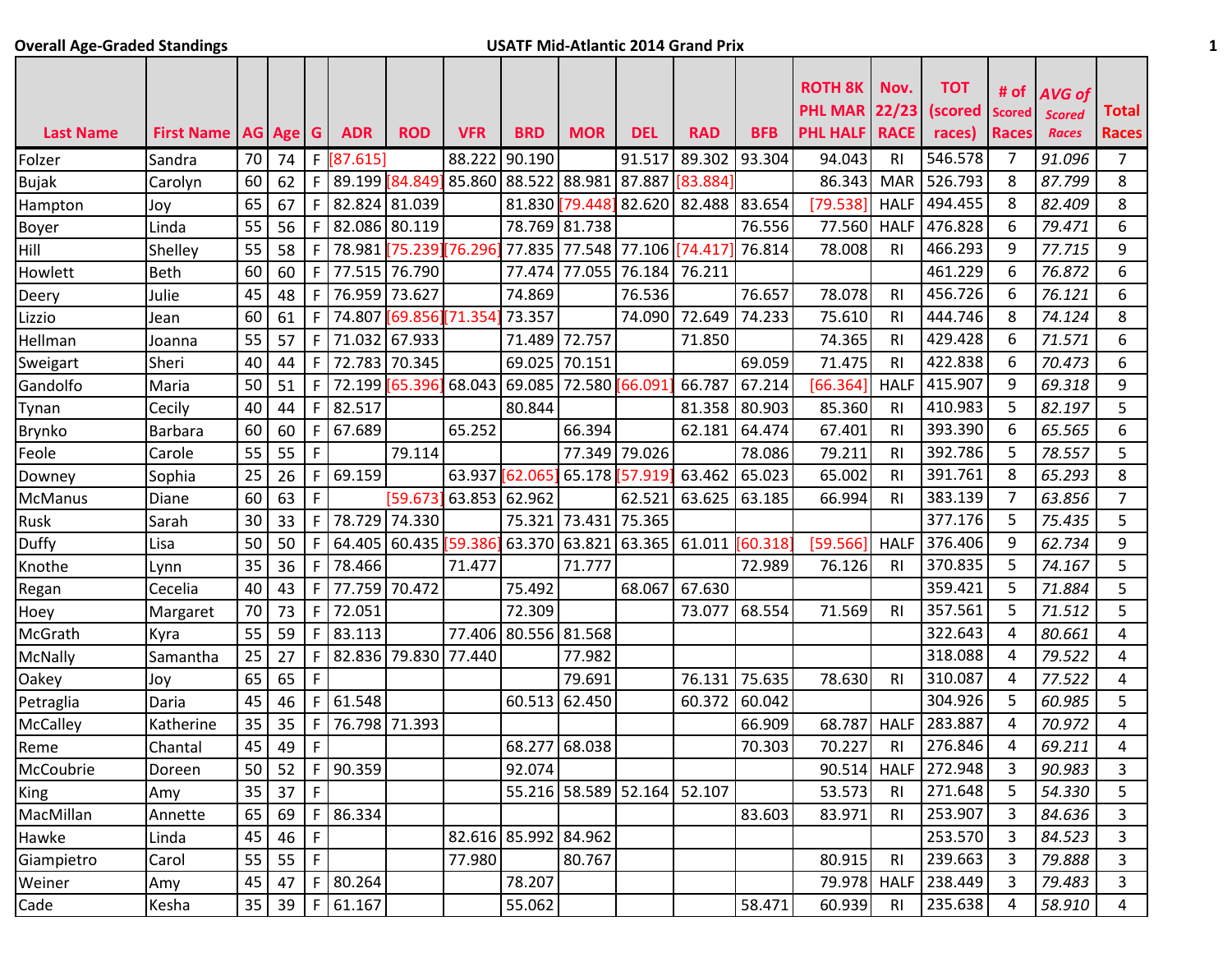**Overall Age-Graded Standings** **USATF Mid-Atlantic 2014 Grand Prix**

| Last Name | First Name | AG | Age | G | ADR | ROD | VFR | BRD | MOR | DEL | RAD | BFB | ROTH 8K PHL MAR PHL HALF | Nov. 22/23 RACE | TOT (scored races) | # of Scored Races | AVG of Scored Races | Total Races |
|---|---|---|---|---|---|---|---|---|---|---|---|---|---|---|---|---|---|---|
| Folzer | Sandra | 70 | 74 | F | [87.615] | | 88.222 | 90.190 | | 91.517 | 89.302 | 93.304 | 94.043 | RI | 546.578 | 7 | 91.096 | 7 |
| Bujak | Carolyn | 60 | 62 | F | 89.199 | [84.849] | 85.860 | 88.522 | 88.981 | 87.887 | [83.884] | | 86.343 | MAR | 526.793 | 8 | 87.799 | 8 |
| Hampton | Joy | 65 | 67 | F | 82.824 | 81.039 | | 81.830 | [79.448] | 82.620 | 82.488 | 83.654 | [79.538] | HALF | 494.455 | 8 | 82.409 | 8 |
| Boyer | Linda | 55 | 56 | F | 82.086 | 80.119 | | 78.769 | 81.738 | | | 76.556 | 77.560 | HALF | 476.828 | 6 | 79.471 | 6 |
| Hill | Shelley | 55 | 58 | F | 78.981 | [75.239] | [76.296] | 77.835 | 77.548 | 77.106 | [74.417] | 76.814 | 78.008 | RI | 466.293 | 9 | 77.715 | 9 |
| Howlett | Beth | 60 | 60 | F | 77.515 | 76.790 | | 77.474 | 77.055 | 76.184 | 76.211 | | | | 461.229 | 6 | 76.872 | 6 |
| Deery | Julie | 45 | 48 | F | 76.959 | 73.627 | | 74.869 | | 76.536 | | 76.657 | 78.078 | RI | 456.726 | 6 | 76.121 | 6 |
| Lizzio | Jean | 60 | 61 | F | 74.807 | [69.856] | [71.354] | 73.357 | | 74.090 | 72.649 | 74.233 | 75.610 | RI | 444.746 | 8 | 74.124 | 8 |
| Hellman | Joanna | 55 | 57 | F | 71.032 | 67.933 | | 71.489 | 72.757 | | 71.850 | | 74.365 | RI | 429.428 | 6 | 71.571 | 6 |
| Sweigart | Sheri | 40 | 44 | F | 72.783 | 70.345 | | 69.025 | 70.151 | | | 69.059 | 71.475 | RI | 422.838 | 6 | 70.473 | 6 |
| Gandolfo | Maria | 50 | 51 | F | 72.199 | [65.396] | 68.043 | 69.085 | 72.580 | [66.091] | 66.787 | 67.214 | [66.364] | HALF | 415.907 | 9 | 69.318 | 9 |
| Tynan | Cecily | 40 | 44 | F | 82.517 | | | 80.844 | | | 81.358 | 80.903 | 85.360 | RI | 410.983 | 5 | 82.197 | 5 |
| Brynko | Barbara | 60 | 60 | F | 67.689 | | 65.252 | | 66.394 | | 62.181 | 64.474 | 67.401 | RI | 393.390 | 6 | 65.565 | 6 |
| Feole | Carole | 55 | 55 | F | | 79.114 | | | 77.349 | 79.026 | | 78.086 | 79.211 | RI | 392.786 | 5 | 78.557 | 5 |
| Downey | Sophia | 25 | 26 | F | 69.159 | | 63.937 | [62.065] | 65.178 | [57.919] | 63.462 | 65.023 | 65.002 | RI | 391.761 | 8 | 65.293 | 8 |
| McManus | Diane | 60 | 63 | F | | [59.673] | 63.853 | 62.962 | | 62.521 | 63.625 | 63.185 | 66.994 | RI | 383.139 | 7 | 63.856 | 7 |
| Rusk | Sarah | 30 | 33 | F | 78.729 | 74.330 | | 75.321 | 73.431 | 75.365 | | | | | 377.176 | 5 | 75.435 | 5 |
| Duffy | Lisa | 50 | 50 | F | 64.405 | 60.435 | [59.386] | 63.370 | 63.821 | 63.365 | 61.011 | [60.318] | [59.566] | HALF | 376.406 | 9 | 62.734 | 9 |
| Knothe | Lynn | 35 | 36 | F | 78.466 | | 71.477 | | 71.777 | | | 72.989 | 76.126 | RI | 370.835 | 5 | 74.167 | 5 |
| Regan | Cecelia | 40 | 43 | F | 77.759 | 70.472 | | 75.492 | | 68.067 | 67.630 | | | | 359.421 | 5 | 71.884 | 5 |
| Hoey | Margaret | 70 | 73 | F | 72.051 | | | 72.309 | | | 73.077 | 68.554 | 71.569 | RI | 357.561 | 5 | 71.512 | 5 |
| McGrath | Kyra | 55 | 59 | F | 83.113 | | 77.406 | 80.556 | 81.568 | | | | | | 322.643 | 4 | 80.661 | 4 |
| McNally | Samantha | 25 | 27 | F | 82.836 | 79.830 | 77.440 | | 77.982 | | | | | | 318.088 | 4 | 79.522 | 4 |
| Oakey | Joy | 65 | 65 | F | | | | | 79.691 | | 76.131 | 75.635 | 78.630 | RI | 310.087 | 4 | 77.522 | 4 |
| Petraglia | Daria | 45 | 46 | F | 61.548 | | | 60.513 | 62.450 | | 60.372 | 60.042 | | | 304.926 | 5 | 60.985 | 5 |
| McCalley | Katherine | 35 | 35 | F | 76.798 | 71.393 | | | | | | 66.909 | 68.787 | HALF | 283.887 | 4 | 70.972 | 4 |
| Reme | Chantal | 45 | 49 | F | | | | 68.277 | 68.038 | | | 70.303 | 70.227 | RI | 276.846 | 4 | 69.211 | 4 |
| McCoubrie | Doreen | 50 | 52 | F | 90.359 | | | 92.074 | | | | | 90.514 | HALF | 272.948 | 3 | 90.983 | 3 |
| King | Amy | 35 | 37 | F | | | | 55.216 | 58.589 | 52.164 | 52.107 | | 53.573 | RI | 271.648 | 5 | 54.330 | 5 |
| MacMillan | Annette | 65 | 69 | F | 86.334 | | | | | | | 83.603 | 83.971 | RI | 253.907 | 3 | 84.636 | 3 |
| Hawke | Linda | 45 | 46 | F | | | 82.616 | 85.992 | 84.962 | | | | | | 253.570 | 3 | 84.523 | 3 |
| Giampietro | Carol | 55 | 55 | F | | | 77.980 | | 80.767 | | | | 80.915 | RI | 239.663 | 3 | 79.888 | 3 |
| Weiner | Amy | 45 | 47 | F | 80.264 | | | 78.207 | | | | | 79.978 | HALF | 238.449 | 3 | 79.483 | 3 |
| Cade | Kesha | 35 | 39 | F | 61.167 | | | 55.062 | | | | 58.471 | 60.939 | RI | 235.638 | 4 | 58.910 | 4 |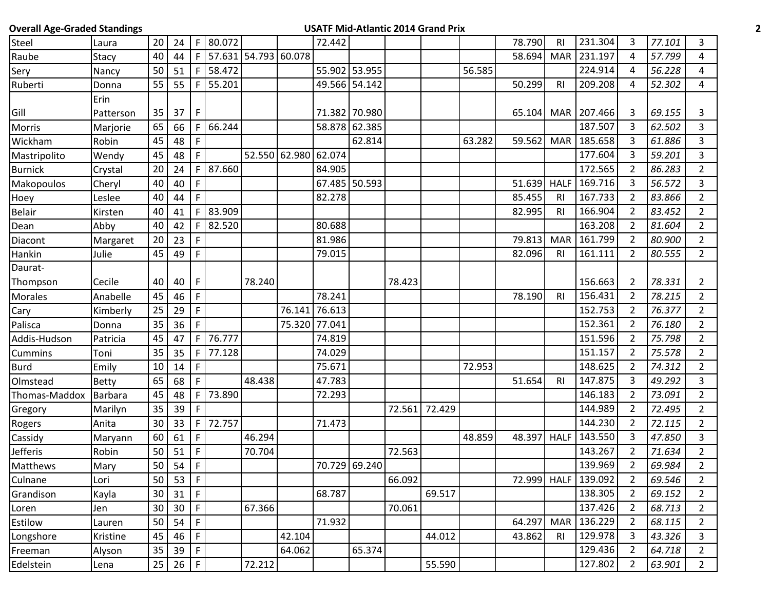| | | | | | | | | | | | | | | | | | | |
|---|---|---|---|---|---|---|---|---|---|---|---|---|---|---|---|---|---|---|
| Steel | Laura | 20 | 24 | F | 80.072 | | | 72.442 | | | | | 78.790 | RI | 231.304 | 3 | *77.101* | 3 |
| Raube | Stacy | 40 | 44 | F | 57.631 | 54.793 | 60.078 | | | | | | 58.694 | MAR | 231.197 | 4 | *57.799* | 4 |
| Sery | Nancy | 50 | 51 | F | 58.472 | | | 55.902 | 53.955 | | | 56.585 | | | 224.914 | 4 | *56.228* | 4 |
| Ruberti | Donna | 55 | 55 | F | 55.201 | | | 49.566 | 54.142 | | | | 50.299 | RI | 209.208 | 4 | *52.302* | 4 |
| Gill | Erin Patterson | 35 | 37 | F | | | | 71.382 | 70.980 | | | | 65.104 | MAR | 207.466 | 3 | *69.155* | 3 |
| Morris | Marjorie | 65 | 66 | F | 66.244 | | | 58.878 | 62.385 | | | | | | 187.507 | 3 | *62.502* | 3 |
| Wickham | Robin | 45 | 48 | F | | | | | 62.814 | | | 63.282 | 59.562 | MAR | 185.658 | 3 | *61.886* | 3 |
| Mastripolito | Wendy | 45 | 48 | F | | 52.550 | 62.980 | 62.074 | | | | | | | 177.604 | 3 | *59.201* | 3 |
| Burnick | Crystal | 20 | 24 | F | 87.660 | | | 84.905 | | | | | | | 172.565 | 2 | *86.283* | 2 |
| Makopoulos | Cheryl | 40 | 40 | F | | | | 67.485 | 50.593 | | | | 51.639 | HALF | 169.716 | 3 | *56.572* | 3 |
| Hoey | Leslee | 40 | 44 | F | | | | 82.278 | | | | | 85.455 | RI | 167.733 | 2 | *83.866* | 2 |
| Belair | Kirsten | 40 | 41 | F | 83.909 | | | | | | | | 82.995 | RI | 166.904 | 2 | *83.452* | 2 |
| Dean | Abby | 40 | 42 | F | 82.520 | | | 80.688 | | | | | | | 163.208 | 2 | *81.604* | 2 |
| Diacont | Margaret | 20 | 23 | F | | | | 81.986 | | | | | 79.813 | MAR | 161.799 | 2 | *80.900* | 2 |
| Hankin | Julie | 45 | 49 | F | | | | 79.015 | | | | | 82.096 | RI | 161.111 | 2 | *80.555* | 2 |
| Daurat-Thompson | Cecile | 40 | 40 | F | | 78.240 | | | | 78.423 | | | | | 156.663 | 2 | *78.331* | 2 |
| Morales | Anabelle | 45 | 46 | F | | | | 78.241 | | | | | 78.190 | RI | 156.431 | 2 | *78.215* | 2 |
| Cary | Kimberly | 25 | 29 | F | | | 76.141 | 76.613 | | | | | | | 152.753 | 2 | *76.377* | 2 |
| Palisca | Donna | 35 | 36 | F | | | 75.320 | 77.041 | | | | | | | 152.361 | 2 | *76.180* | 2 |
| Addis-Hudson | Patricia | 45 | 47 | F | 76.777 | | | 74.819 | | | | | | | 151.596 | 2 | *75.798* | 2 |
| Cummins | Toni | 35 | 35 | F | 77.128 | | | 74.029 | | | | | | | 151.157 | 2 | *75.578* | 2 |
| Burd | Emily | 10 | 14 | F | | | | 75.671 | | | | 72.953 | | | 148.625 | 2 | *74.312* | 2 |
| Olmstead | Betty | 65 | 68 | F | | 48.438 | | 47.783 | | | | | 51.654 | RI | 147.875 | 3 | *49.292* | 3 |
| Thomas-Maddox | Barbara | 45 | 48 | F | 73.890 | | | 72.293 | | | | | | | 146.183 | 2 | *73.091* | 2 |
| Gregory | Marilyn | 35 | 39 | F | | | | | | 72.561 | 72.429 | | | | 144.989 | 2 | *72.495* | 2 |
| Rogers | Anita | 30 | 33 | F | 72.757 | | | 71.473 | | | | | | | 144.230 | 2 | *72.115* | 2 |
| Cassidy | Maryann | 60 | 61 | F | | 46.294 | | | | | | 48.859 | 48.397 | HALF | 143.550 | 3 | *47.850* | 3 |
| Jefferis | Robin | 50 | 51 | F | | 70.704 | | | | 72.563 | | | | | 143.267 | 2 | *71.634* | 2 |
| Matthews | Mary | 50 | 54 | F | | | | 70.729 | 69.240 | | | | | | 139.969 | 2 | *69.984* | 2 |
| Culnane | Lori | 50 | 53 | F | | | | | | 66.092 | | | 72.999 | HALF | 139.092 | 2 | *69.546* | 2 |
| Grandison | Kayla | 30 | 31 | F | | | | 68.787 | | | 69.517 | | | | 138.305 | 2 | *69.152* | 2 |
| Loren | Jen | 30 | 30 | F | | 67.366 | | | | 70.061 | | | | | 137.426 | 2 | *68.713* | 2 |
| Estilow | Lauren | 50 | 54 | F | | | | 71.932 | | | | | 64.297 | MAR | 136.229 | 2 | *68.115* | 2 |
| Longshore | Kristine | 45 | 46 | F | | | 42.104 | | | | 44.012 | | 43.862 | RI | 129.978 | 3 | *43.326* | 3 |
| Freeman | Alyson | 35 | 39 | F | | | 64.062 | | 65.374 | | | | | | 129.436 | 2 | *64.718* | 2 |
| Edelstein | Lena | 25 | 26 | F | | 72.212 | | | | | 55.590 | | | | 127.802 | 2 | *63.901* | 2 |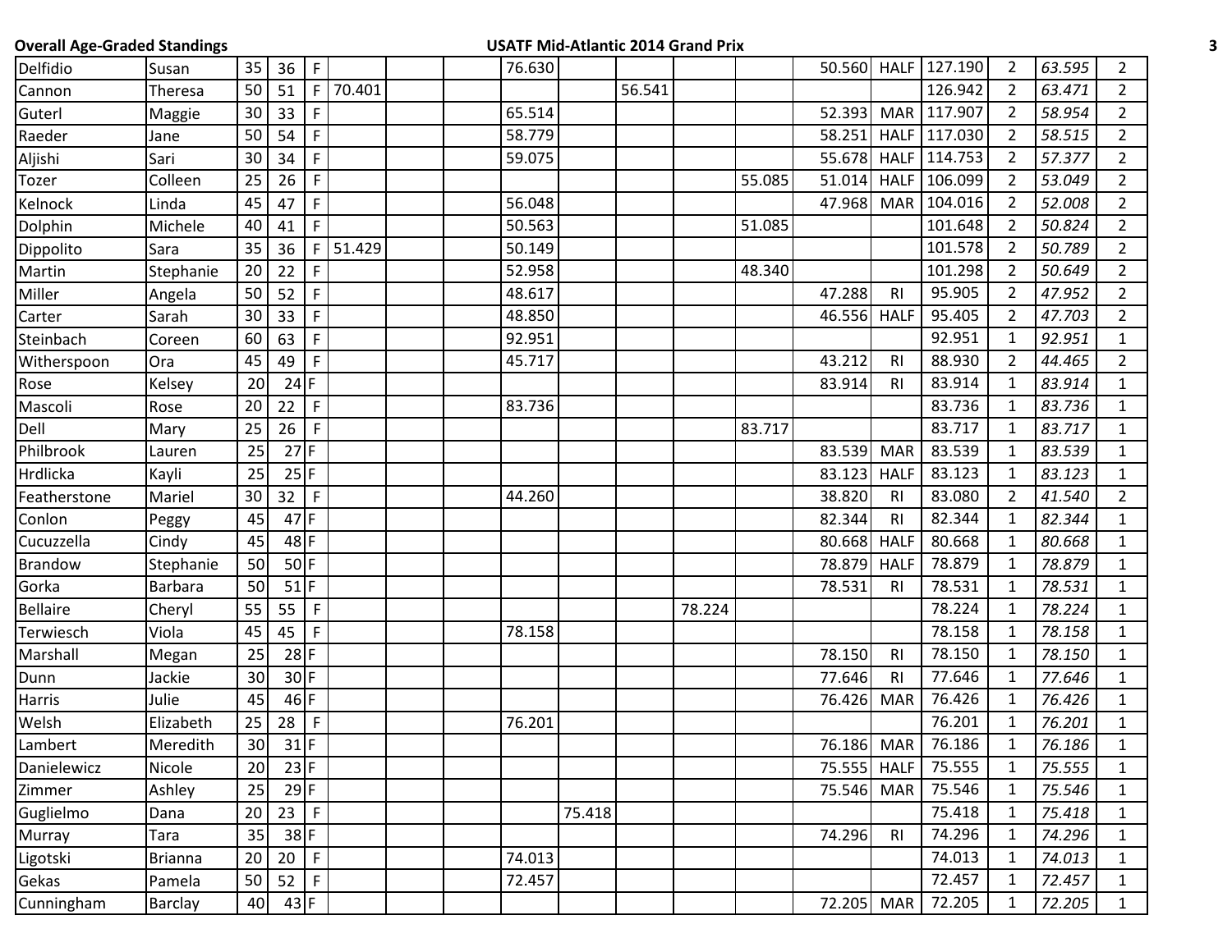| | | | | | | | | | | | | | | | | | | |
|---|---|---|---|---|---|---|---|---|---|---|---|---|---|---|---|---|---|---|
| Delfidio | Susan | 35 | 36 | F | | | | 76.630 | | | | | 50.560 | HALF | 127.190 | 2 | *63.595* | 2 |
| Cannon | Theresa | 50 | 51 | F | 70.401 | | | | | 56.541 | | | | | 126.942 | 2 | *63.471* | 2 |
| Guterl | Maggie | 30 | 33 | F | | | | 65.514 | | | | | 52.393 | MAR | 117.907 | 2 | *58.954* | 2 |
| Raeder | Jane | 50 | 54 | F | | | | 58.779 | | | | | 58.251 | HALF | 117.030 | 2 | *58.515* | 2 |
| Aljishi | Sari | 30 | 34 | F | | | | 59.075 | | | | | 55.678 | HALF | 114.753 | 2 | *57.377* | 2 |
| Tozer | Colleen | 25 | 26 | F | | | | | | | | 55.085 | 51.014 | HALF | 106.099 | 2 | *53.049* | 2 |
| Kelnock | Linda | 45 | 47 | F | | | | 56.048 | | | | | 47.968 | MAR | 104.016 | 2 | *52.008* | 2 |
| Dolphin | Michele | 40 | 41 | F | | | | 50.563 | | | | 51.085 | | | 101.648 | 2 | *50.824* | 2 |
| Dippolito | Sara | 35 | 36 | F | 51.429 | | | 50.149 | | | | | | | 101.578 | 2 | *50.789* | 2 |
| Martin | Stephanie | 20 | 22 | F | | | | 52.958 | | | | 48.340 | | | 101.298 | 2 | *50.649* | 2 |
| Miller | Angela | 50 | 52 | F | | | | 48.617 | | | | | 47.288 | RI | 95.905 | 2 | *47.952* | 2 |
| Carter | Sarah | 30 | 33 | F | | | | 48.850 | | | | | 46.556 | HALF | 95.405 | 2 | *47.703* | 2 |
| Steinbach | Coreen | 60 | 63 | F | | | | 92.951 | | | | | | | 92.951 | 1 | *92.951* | 1 |
| Witherspoon | Ora | 45 | 49 | F | | | | 45.717 | | | | | 43.212 | RI | 88.930 | 2 | *44.465* | 2 |
| Rose | Kelsey | 20 | 24 | F | | | | | | | | | 83.914 | RI | 83.914 | 1 | *83.914* | 1 |
| Mascoli | Rose | 20 | 22 | F | | | | 83.736 | | | | | | | 83.736 | 1 | *83.736* | 1 |
| Dell | Mary | 25 | 26 | F | | | | | | | | 83.717 | | | 83.717 | 1 | *83.717* | 1 |
| Philbrook | Lauren | 25 | 27 | F | | | | | | | | | 83.539 | MAR | 83.539 | 1 | *83.539* | 1 |
| Hrdlicka | Kayli | 25 | 25 | F | | | | | | | | | 83.123 | HALF | 83.123 | 1 | *83.123* | 1 |
| Featherstone | Mariel | 30 | 32 | F | | | | 44.260 | | | | | 38.820 | RI | 83.080 | 2 | *41.540* | 2 |
| Conlon | Peggy | 45 | 47 | F | | | | | | | | | 82.344 | RI | 82.344 | 1 | *82.344* | 1 |
| Cucuzzella | Cindy | 45 | 48 | F | | | | | | | | | 80.668 | HALF | 80.668 | 1 | *80.668* | 1 |
| Brandow | Stephanie | 50 | 50 | F | | | | | | | | | 78.879 | HALF | 78.879 | 1 | *78.879* | 1 |
| Gorka | Barbara | 50 | 51 | F | | | | | | | | | 78.531 | RI | 78.531 | 1 | *78.531* | 1 |
| Bellaire | Cheryl | 55 | 55 | F | | | | | | | 78.224 | | | | 78.224 | 1 | *78.224* | 1 |
| Terwiesch | Viola | 45 | 45 | F | | | | 78.158 | | | | | | | 78.158 | 1 | *78.158* | 1 |
| Marshall | Megan | 25 | 28 | F | | | | | | | | | 78.150 | RI | 78.150 | 1 | *78.150* | 1 |
| Dunn | Jackie | 30 | 30 | F | | | | | | | | | 77.646 | RI | 77.646 | 1 | *77.646* | 1 |
| Harris | Julie | 45 | 46 | F | | | | | | | | | 76.426 | MAR | 76.426 | 1 | *76.426* | 1 |
| Welsh | Elizabeth | 25 | 28 | F | | | | 76.201 | | | | | | | 76.201 | 1 | *76.201* | 1 |
| Lambert | Meredith | 30 | 31 | F | | | | | | | | | 76.186 | MAR | 76.186 | 1 | *76.186* | 1 |
| Danielewicz | Nicole | 20 | 23 | F | | | | | | | | | 75.555 | HALF | 75.555 | 1 | *75.555* | 1 |
| Zimmer | Ashley | 25 | 29 | F | | | | | | | | | 75.546 | MAR | 75.546 | 1 | *75.546* | 1 |
| Guglielmo | Dana | 20 | 23 | F | | | | | 75.418 | | | | | | 75.418 | 1 | *75.418* | 1 |
| Murray | Tara | 35 | 38 | F | | | | | | | | | 74.296 | RI | 74.296 | 1 | *74.296* | 1 |
| Ligotski | Brianna | 20 | 20 | F | | | | 74.013 | | | | | | | 74.013 | 1 | *74.013* | 1 |
| Gekas | Pamela | 50 | 52 | F | | | | 72.457 | | | | | | | 72.457 | 1 | *72.457* | 1 |
| Cunningham | Barclay | 40 | 43 | F | | | | | | | | | 72.205 | MAR | 72.205 | 1 | *72.205* | 1 |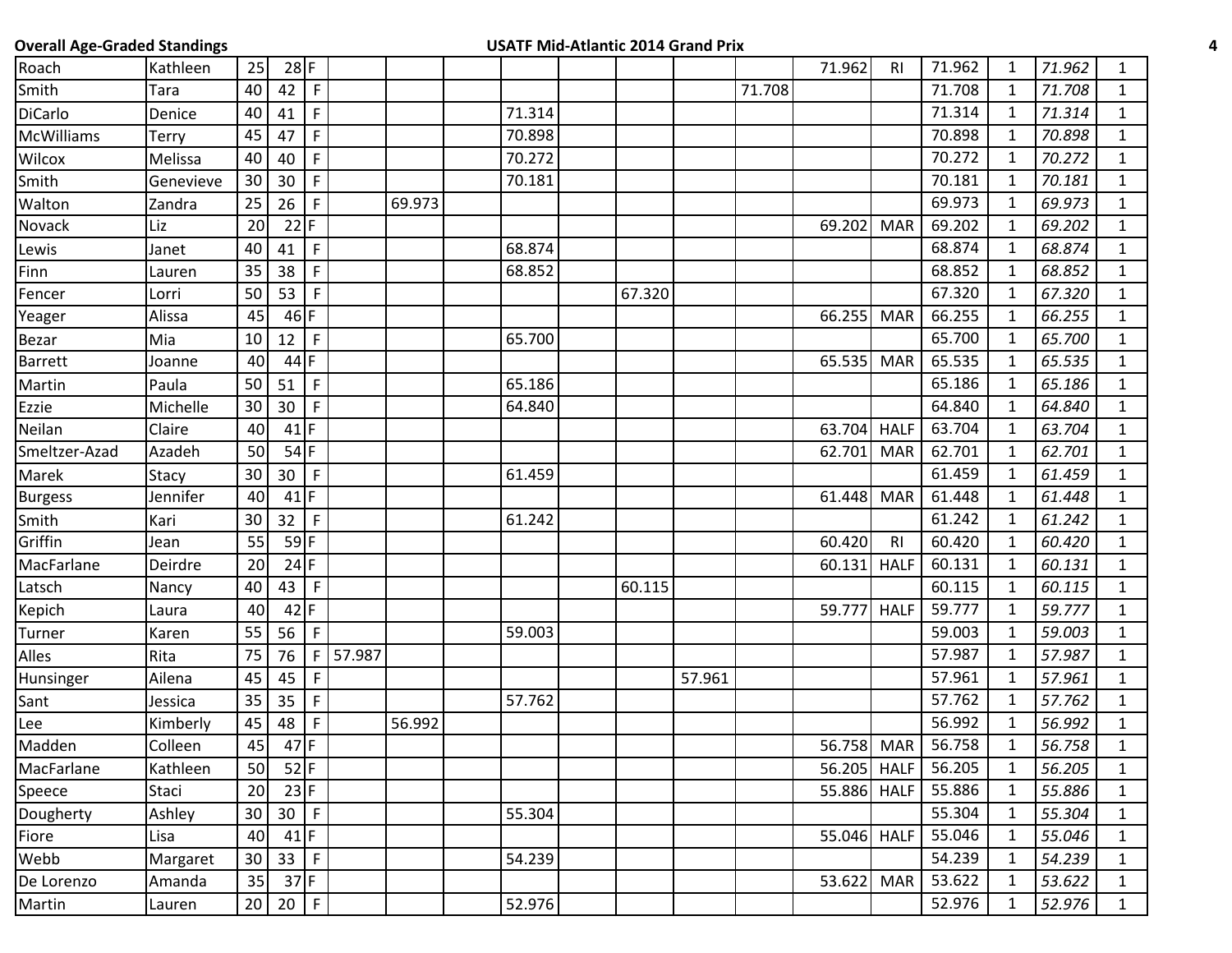| | | | | | | | | | | | | | | | | | | |
|---|---|---|---|---|---|---|---|---|---|---|---|---|---|---|---|---|---|---|
| Roach | Kathleen | 25 | 28 | F | | | | | | | | | 71.962 | RI | 71.962 | 1 | *71.962* | 1 |
| Smith | Tara | 40 | 42 | F | | | | | | | | 71.708 | | | 71.708 | 1 | *71.708* | 1 |
| DiCarlo | Denice | 40 | 41 | F | | | | 71.314 | | | | | | | 71.314 | 1 | *71.314* | 1 |
| McWilliams | Terry | 45 | 47 | F | | | | 70.898 | | | | | | | 70.898 | 1 | *70.898* | 1 |
| Wilcox | Melissa | 40 | 40 | F | | | | 70.272 | | | | | | | 70.272 | 1 | *70.272* | 1 |
| Smith | Genevieve | 30 | 30 | F | | | | 70.181 | | | | | | | 70.181 | 1 | *70.181* | 1 |
| Walton | Zandra | 25 | 26 | F | | 69.973 | | | | | | | | | 69.973 | 1 | *69.973* | 1 |
| Novack | Liz | 20 | 22 | F | | | | | | | | | 69.202 | MAR | 69.202 | 1 | *69.202* | 1 |
| Lewis | Janet | 40 | 41 | F | | | | 68.874 | | | | | | | 68.874 | 1 | *68.874* | 1 |
| Finn | Lauren | 35 | 38 | F | | | | 68.852 | | | | | | | 68.852 | 1 | *68.852* | 1 |
| Fencer | Lorri | 50 | 53 | F | | | | | | 67.320 | | | | | 67.320 | 1 | *67.320* | 1 |
| Yeager | Alissa | 45 | 46 | F | | | | | | | | | 66.255 | MAR | 66.255 | 1 | *66.255* | 1 |
| Bezar | Mia | 10 | 12 | F | | | | 65.700 | | | | | | | 65.700 | 1 | *65.700* | 1 |
| Barrett | Joanne | 40 | 44 | F | | | | | | | | | 65.535 | MAR | 65.535 | 1 | *65.535* | 1 |
| Martin | Paula | 50 | 51 | F | | | | 65.186 | | | | | | | 65.186 | 1 | *65.186* | 1 |
| Ezzie | Michelle | 30 | 30 | F | | | | 64.840 | | | | | | | 64.840 | 1 | *64.840* | 1 |
| Neilan | Claire | 40 | 41 | F | | | | | | | | | 63.704 | HALF | 63.704 | 1 | *63.704* | 1 |
| Smeltzer-Azad | Azadeh | 50 | 54 | F | | | | | | | | | 62.701 | MAR | 62.701 | 1 | *62.701* | 1 |
| Marek | Stacy | 30 | 30 | F | | | | 61.459 | | | | | | | 61.459 | 1 | *61.459* | 1 |
| Burgess | Jennifer | 40 | 41 | F | | | | | | | | | 61.448 | MAR | 61.448 | 1 | *61.448* | 1 |
| Smith | Kari | 30 | 32 | F | | | | 61.242 | | | | | | | 61.242 | 1 | *61.242* | 1 |
| Griffin | Jean | 55 | 59 | F | | | | | | | | | 60.420 | RI | 60.420 | 1 | *60.420* | 1 |
| MacFarlane | Deirdre | 20 | 24 | F | | | | | | | | | 60.131 | HALF | 60.131 | 1 | *60.131* | 1 |
| Latsch | Nancy | 40 | 43 | F | | | | | | 60.115 | | | | | 60.115 | 1 | *60.115* | 1 |
| Kepich | Laura | 40 | 42 | F | | | | | | | | | 59.777 | HALF | 59.777 | 1 | *59.777* | 1 |
| Turner | Karen | 55 | 56 | F | | | | 59.003 | | | | | | | 59.003 | 1 | *59.003* | 1 |
| Alles | Rita | 75 | 76 | F | 57.987 | | | | | | | | | | 57.987 | 1 | *57.987* | 1 |
| Hunsinger | Ailena | 45 | 45 | F | | | | | | | 57.961 | | | | 57.961 | 1 | *57.961* | 1 |
| Sant | Jessica | 35 | 35 | F | | | | 57.762 | | | | | | | 57.762 | 1 | *57.762* | 1 |
| Lee | Kimberly | 45 | 48 | F | | 56.992 | | | | | | | | | 56.992 | 1 | *56.992* | 1 |
| Madden | Colleen | 45 | 47 | F | | | | | | | | | 56.758 | MAR | 56.758 | 1 | *56.758* | 1 |
| MacFarlane | Kathleen | 50 | 52 | F | | | | | | | | | 56.205 | HALF | 56.205 | 1 | *56.205* | 1 |
| Speece | Staci | 20 | 23 | F | | | | | | | | | 55.886 | HALF | 55.886 | 1 | *55.886* | 1 |
| Dougherty | Ashley | 30 | 30 | F | | | | 55.304 | | | | | | | 55.304 | 1 | *55.304* | 1 |
| Fiore | Lisa | 40 | 41 | F | | | | | | | | | 55.046 | HALF | 55.046 | 1 | *55.046* | 1 |
| Webb | Margaret | 30 | 33 | F | | | | 54.239 | | | | | | | 54.239 | 1 | *54.239* | 1 |
| De Lorenzo | Amanda | 35 | 37 | F | | | | | | | | | 53.622 | MAR | 53.622 | 1 | *53.622* | 1 |
| Martin | Lauren | 20 | 20 | F | | | | 52.976 | | | | | | | 52.976 | 1 | *52.976* | 1 |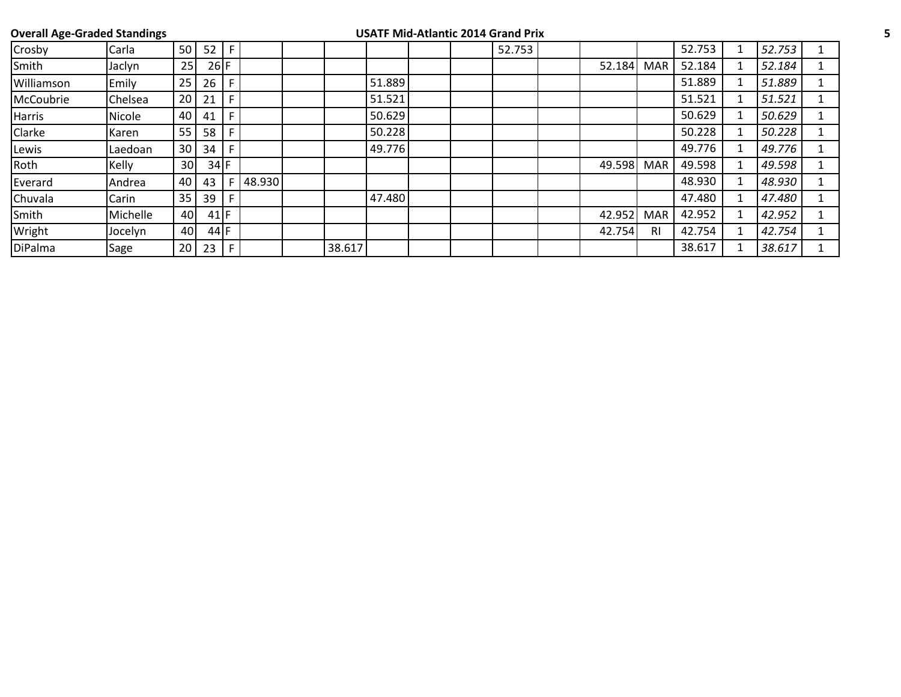| | | | | | | | | | | | | | | | | | | |
|---|---|---|---|---|---|---|---|---|---|---|---|---|---|---|---|---|---|---|
| Crosby | Carla | 50 | 52 | F | | | | | | | 52.753 | | | | 52.753 | 1 | *52.753* | 1 |
| Smith | Jaclyn | 25 | 26 | F | | | | | | | | | 52.184 | MAR | 52.184 | 1 | *52.184* | 1 |
| Williamson | Emily | 25 | 26 | F | | | | 51.889 | | | | | | | 51.889 | 1 | *51.889* | 1 |
| McCoubrie | Chelsea | 20 | 21 | F | | | | 51.521 | | | | | | | 51.521 | 1 | *51.521* | 1 |
| Harris | Nicole | 40 | 41 | F | | | | 50.629 | | | | | | | 50.629 | 1 | *50.629* | 1 |
| Clarke | Karen | 55 | 58 | F | | | | 50.228 | | | | | | | 50.228 | 1 | *50.228* | 1 |
| Lewis | Laedoan | 30 | 34 | F | | | | 49.776 | | | | | | | 49.776 | 1 | *49.776* | 1 |
| Roth | Kelly | 30 | 34 | F | | | | | | | | | 49.598 | MAR | 49.598 | 1 | *49.598* | 1 |
| Everard | Andrea | 40 | 43 | F | 48.930 | | | | | | | | | | 48.930 | 1 | *48.930* | 1 |
| Chuvala | Carin | 35 | 39 | F | | | | 47.480 | | | | | | | 47.480 | 1 | *47.480* | 1 |
| Smith | Michelle | 40 | 41 | F | | | | | | | | | 42.952 | MAR | 42.952 | 1 | *42.952* | 1 |
| Wright | Jocelyn | 40 | 44 | F | | | | | | | | | 42.754 | RI | 42.754 | 1 | *42.754* | 1 |
| DiPalma | Sage | 20 | 23 | F | | | 38.617 | | | | | | | | 38.617 | 1 | *38.617* | 1 |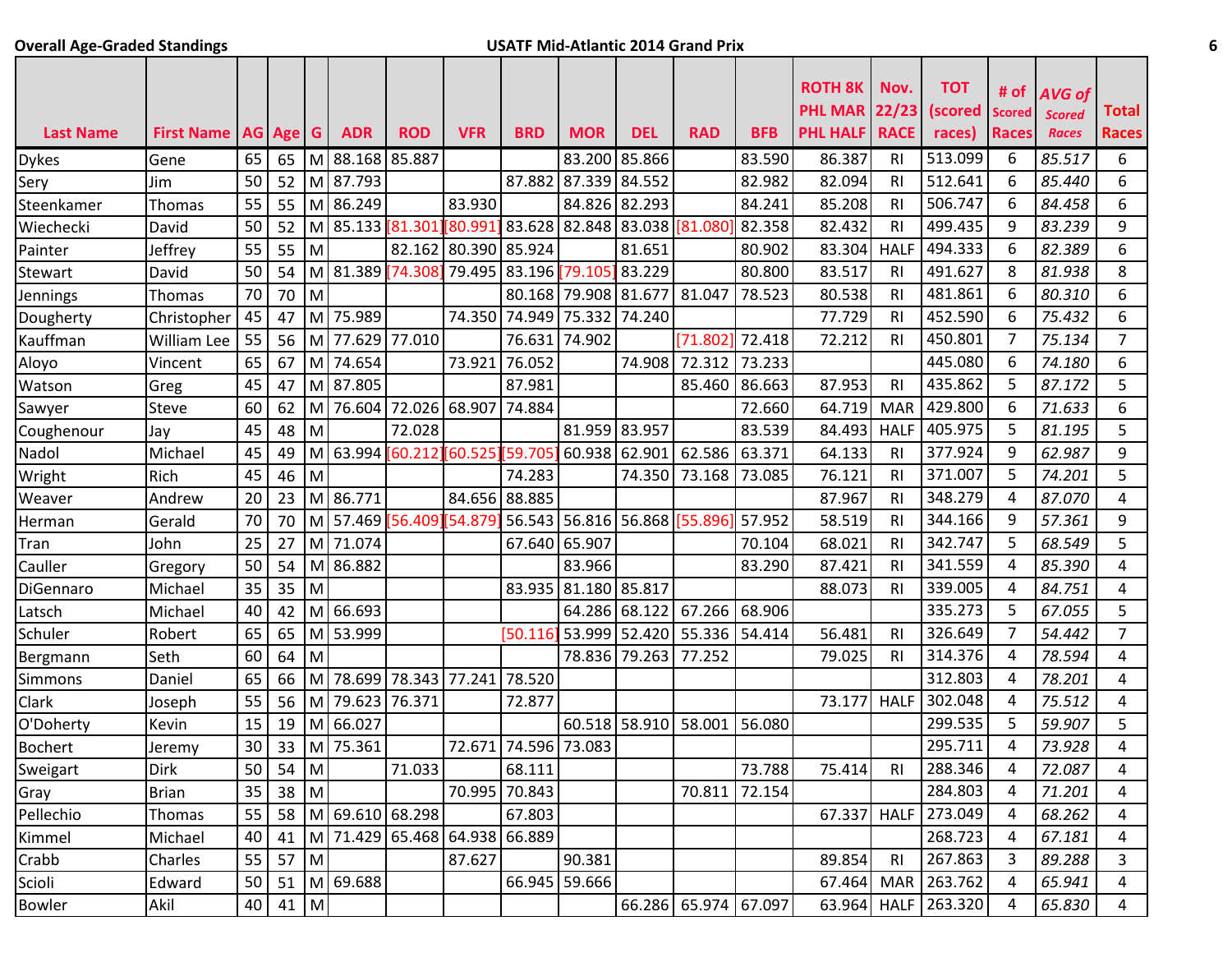**Overall Age-Graded Standings** **USATF Mid-Atlantic 2014 Grand Prix**

| Last Name | First Name | AG | Age | G | ADR | ROD | VFR | BRD | MOR | DEL | RAD | BFB | ROTH 8K PHL MAR PHL HALF | Nov. 22/23 RACE | TOT (scored races) | # of Scored Races | *AVG of Scored Races* | Total Races |
|---|---|---|---|---|---|---|---|---|---|---|---|---|---|---|---|---|---|---|
| Dykes | Gene | 65 | 65 | M | 88.168 | 85.887 | | | 83.200 | 85.866 | | 83.590 | 86.387 | RI | 513.099 | 6 | *85.517* | 6 |
| Sery | Jim | 50 | 52 | M | 87.793 | | | 87.882 | 87.339 | 84.552 | | 82.982 | 82.094 | RI | 512.641 | 6 | *85.440* | 6 |
| Steenkamer | Thomas | 55 | 55 | M | 86.249 | | 83.930 | | 84.826 | 82.293 | | 84.241 | 85.208 | RI | 506.747 | 6 | *84.458* | 6 |
| Wiechecki | David | 50 | 52 | M | 85.133 | [81.301] | [80.991] | 83.628 | 82.848 | 83.038 | [81.080] | 82.358 | 82.432 | RI | 499.435 | 9 | *83.239* | 9 |
| Painter | Jeffrey | 55 | 55 | M | | 82.162 | 80.390 | 85.924 | | 81.651 | | 80.902 | 83.304 | HALF | 494.333 | 6 | *82.389* | 6 |
| Stewart | David | 50 | 54 | M | 81.389 | [74.308] | 79.495 | 83.196 | [79.105] | 83.229 | | 80.800 | 83.517 | RI | 491.627 | 8 | *81.938* | 8 |
| Jennings | Thomas | 70 | 70 | M | | | | 80.168 | 79.908 | 81.677 | 81.047 | 78.523 | 80.538 | RI | 481.861 | 6 | *80.310* | 6 |
| Dougherty | Christopher | 45 | 47 | M | 75.989 | | 74.350 | 74.949 | 75.332 | 74.240 | | | 77.729 | RI | 452.590 | 6 | *75.432* | 6 |
| Kauffman | William Lee | 55 | 56 | M | 77.629 | 77.010 | | 76.631 | 74.902 | | [71.802] | 72.418 | 72.212 | RI | 450.801 | 7 | *75.134* | 7 |
| Aloyo | Vincent | 65 | 67 | M | 74.654 | | 73.921 | 76.052 | | 74.908 | 72.312 | 73.233 | | | 445.080 | 6 | *74.180* | 6 |
| Watson | Greg | 45 | 47 | M | 87.805 | | | 87.981 | | | 85.460 | 86.663 | 87.953 | RI | 435.862 | 5 | *87.172* | 5 |
| Sawyer | Steve | 60 | 62 | M | 76.604 | 72.026 | 68.907 | 74.884 | | | | 72.660 | 64.719 | MAR | 429.800 | 6 | *71.633* | 6 |
| Coughenour | Jay | 45 | 48 | M | | 72.028 | | | 81.959 | 83.957 | | 83.539 | 84.493 | HALF | 405.975 | 5 | *81.195* | 5 |
| Nadol | Michael | 45 | 49 | M | 63.994 | [60.212] | [60.525] | [59.705] | 60.938 | 62.901 | 62.586 | 63.371 | 64.133 | RI | 377.924 | 9 | *62.987* | 9 |
| Wright | Rich | 45 | 46 | M | | | | 74.283 | | 74.350 | 73.168 | 73.085 | 76.121 | RI | 371.007 | 5 | *74.201* | 5 |
| Weaver | Andrew | 20 | 23 | M | 86.771 | | 84.656 | 88.885 | | | | | 87.967 | RI | 348.279 | 4 | *87.070* | 4 |
| Herman | Gerald | 70 | 70 | M | 57.469 | [56.409] | [54.879] | 56.543 | 56.816 | 56.868 | [55.896] | 57.952 | 58.519 | RI | 344.166 | 9 | *57.361* | 9 |
| Tran | John | 25 | 27 | M | 71.074 | | | 67.640 | 65.907 | | | 70.104 | 68.021 | RI | 342.747 | 5 | *68.549* | 5 |
| Cauller | Gregory | 50 | 54 | M | 86.882 | | | | 83.966 | | | 83.290 | 87.421 | RI | 341.559 | 4 | *85.390* | 4 |
| DiGennaro | Michael | 35 | 35 | M | | | | 83.935 | 81.180 | 85.817 | | | 88.073 | RI | 339.005 | 4 | *84.751* | 4 |
| Latsch | Michael | 40 | 42 | M | 66.693 | | | | 64.286 | 68.122 | 67.266 | 68.906 | | | 335.273 | 5 | *67.055* | 5 |
| Schuler | Robert | 65 | 65 | M | 53.999 | | | [50.116] | 53.999 | 52.420 | 55.336 | 54.414 | 56.481 | RI | 326.649 | 7 | *54.442* | 7 |
| Bergmann | Seth | 60 | 64 | M | | | | | 78.836 | 79.263 | 77.252 | | 79.025 | RI | 314.376 | 4 | *78.594* | 4 |
| Simmons | Daniel | 65 | 66 | M | 78.699 | 78.343 | 77.241 | 78.520 | | | | | | | 312.803 | 4 | *78.201* | 4 |
| Clark | Joseph | 55 | 56 | M | 79.623 | 76.371 | | 72.877 | | | | | 73.177 | HALF | 302.048 | 4 | *75.512* | 4 |
| O'Doherty | Kevin | 15 | 19 | M | 66.027 | | | | 60.518 | 58.910 | 58.001 | 56.080 | | | 299.535 | 5 | *59.907* | 5 |
| Bochert | Jeremy | 30 | 33 | M | 75.361 | | 72.671 | 74.596 | 73.083 | | | | | | 295.711 | 4 | *73.928* | 4 |
| Sweigart | Dirk | 50 | 54 | M | | 71.033 | | 68.111 | | | | 73.788 | 75.414 | RI | 288.346 | 4 | *72.087* | 4 |
| Gray | Brian | 35 | 38 | M | | | 70.995 | 70.843 | | | 70.811 | 72.154 | | | 284.803 | 4 | *71.201* | 4 |
| Pellechio | Thomas | 55 | 58 | M | 69.610 | 68.298 | | 67.803 | | | | | 67.337 | HALF | 273.049 | 4 | *68.262* | 4 |
| Kimmel | Michael | 40 | 41 | M | 71.429 | 65.468 | 64.938 | 66.889 | | | | | | | 268.723 | 4 | *67.181* | 4 |
| Crabb | Charles | 55 | 57 | M | | | 87.627 | | 90.381 | | | | 89.854 | RI | 267.863 | 3 | *89.288* | 3 |
| Scioli | Edward | 50 | 51 | M | 69.688 | | | 66.945 | 59.666 | | | | 67.464 | MAR | 263.762 | 4 | *65.941* | 4 |
| Bowler | Akil | 40 | 41 | M | | | | | | 66.286 | 65.974 | 67.097 | 63.964 | HALF | 263.320 | 4 | *65.830* | 4 |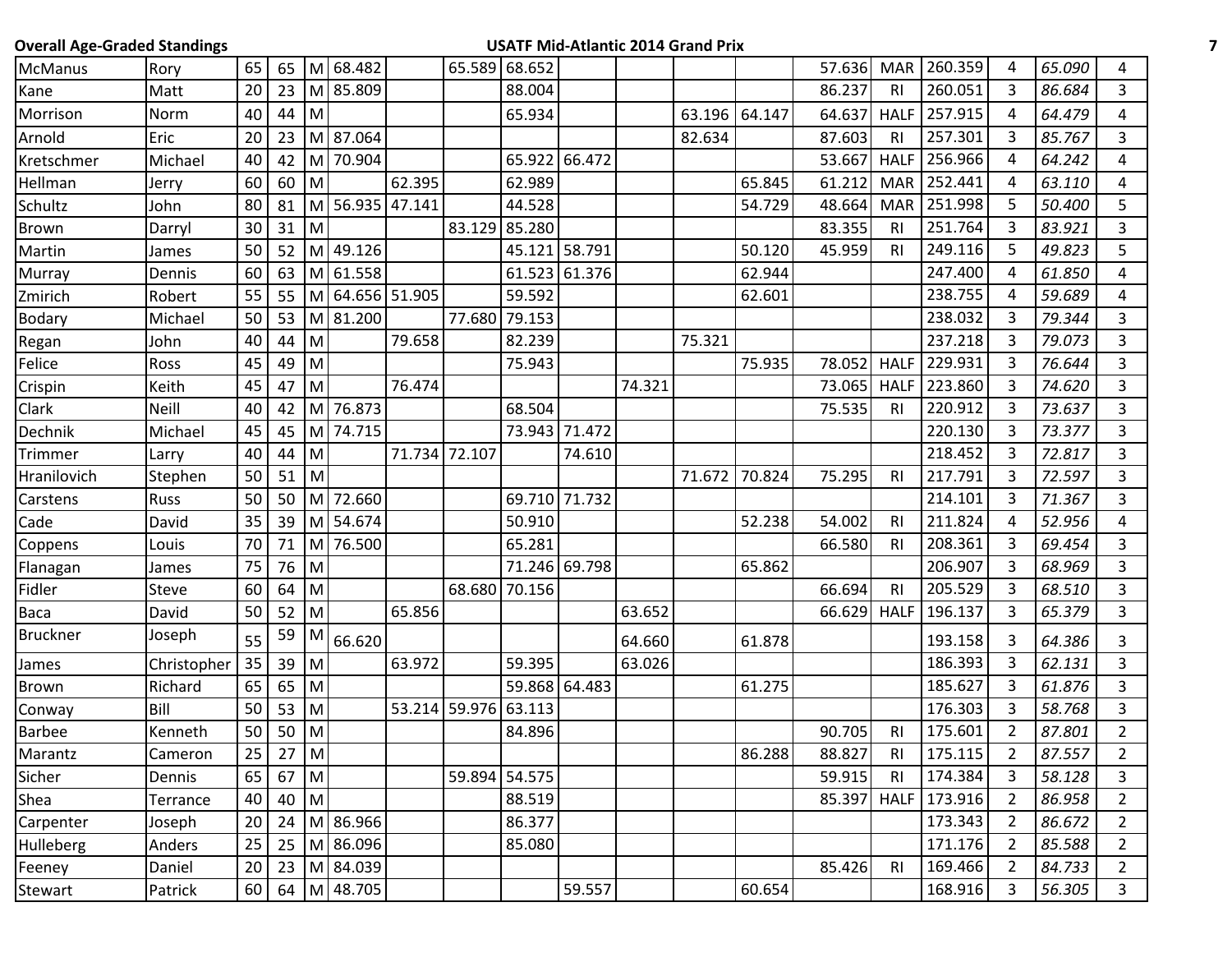| | | | | | | | | | | | | | | | | | | |
|---|---|---|---|---|---|---|---|---|---|---|---|---|---|---|---|---|---|---|
| McManus | Rory | 65 | 65 | M | 68.482 | | 65.589 | 68.652 | | | | | 57.636 | MAR | 260.359 | 4 | *65.090* | 4 |
| Kane | Matt | 20 | 23 | M | 85.809 | | | 88.004 | | | | | 86.237 | RI | 260.051 | 3 | *86.684* | 3 |
| Morrison | Norm | 40 | 44 | M | | | | 65.934 | | | 63.196 | 64.147 | 64.637 | HALF | 257.915 | 4 | *64.479* | 4 |
| Arnold | Eric | 20 | 23 | M | 87.064 | | | | | | 82.634 | | 87.603 | RI | 257.301 | 3 | *85.767* | 3 |
| Kretschmer | Michael | 40 | 42 | M | 70.904 | | | 65.922 | 66.472 | | | | 53.667 | HALF | 256.966 | 4 | *64.242* | 4 |
| Hellman | Jerry | 60 | 60 | M | | 62.395 | | 62.989 | | | | 65.845 | 61.212 | MAR | 252.441 | 4 | *63.110* | 4 |
| Schultz | John | 80 | 81 | M | 56.935 | 47.141 | | 44.528 | | | | 54.729 | 48.664 | MAR | 251.998 | 5 | *50.400* | 5 |
| Brown | Darryl | 30 | 31 | M | | | 83.129 | 85.280 | | | | | 83.355 | RI | 251.764 | 3 | *83.921* | 3 |
| Martin | James | 50 | 52 | M | 49.126 | | | 45.121 | 58.791 | | | 50.120 | 45.959 | RI | 249.116 | 5 | *49.823* | 5 |
| Murray | Dennis | 60 | 63 | M | 61.558 | | | 61.523 | 61.376 | | | 62.944 | | | 247.400 | 4 | *61.850* | 4 |
| Zmirich | Robert | 55 | 55 | M | 64.656 | 51.905 | | 59.592 | | | | 62.601 | | | 238.755 | 4 | *59.689* | 4 |
| Bodary | Michael | 50 | 53 | M | 81.200 | | 77.680 | 79.153 | | | | | | | 238.032 | 3 | *79.344* | 3 |
| Regan | John | 40 | 44 | M | | 79.658 | | 82.239 | | | 75.321 | | | | 237.218 | 3 | *79.073* | 3 |
| Felice | Ross | 45 | 49 | M | | | | 75.943 | | | | 75.935 | 78.052 | HALF | 229.931 | 3 | *76.644* | 3 |
| Crispin | Keith | 45 | 47 | M | | 76.474 | | | | 74.321 | | | 73.065 | HALF | 223.860 | 3 | *74.620* | 3 |
| Clark | Neill | 40 | 42 | M | 76.873 | | | 68.504 | | | | | 75.535 | RI | 220.912 | 3 | *73.637* | 3 |
| Dechnik | Michael | 45 | 45 | M | 74.715 | | | 73.943 | 71.472 | | | | | | 220.130 | 3 | *73.377* | 3 |
| Trimmer | Larry | 40 | 44 | M | | 71.734 | 72.107 | | 74.610 | | | | | | 218.452 | 3 | *72.817* | 3 |
| Hranilovich | Stephen | 50 | 51 | M | | | | | | | 71.672 | 70.824 | 75.295 | RI | 217.791 | 3 | *72.597* | 3 |
| Carstens | Russ | 50 | 50 | M | 72.660 | | | 69.710 | 71.732 | | | | | | 214.101 | 3 | *71.367* | 3 |
| Cade | David | 35 | 39 | M | 54.674 | | | 50.910 | | | | 52.238 | 54.002 | RI | 211.824 | 4 | *52.956* | 4 |
| Coppens | Louis | 70 | 71 | M | 76.500 | | | 65.281 | | | | | 66.580 | RI | 208.361 | 3 | *69.454* | 3 |
| Flanagan | James | 75 | 76 | M | | | | 71.246 | 69.798 | | | 65.862 | | | 206.907 | 3 | *68.969* | 3 |
| Fidler | Steve | 60 | 64 | M | | | 68.680 | 70.156 | | | | | 66.694 | RI | 205.529 | 3 | *68.510* | 3 |
| Baca | David | 50 | 52 | M | | 65.856 | | | | 63.652 | | | 66.629 | HALF | 196.137 | 3 | *65.379* | 3 |
| Bruckner | Joseph | 55 | 59 | M | 66.620 | | | | | 64.660 | | 61.878 | | | 193.158 | 3 | *64.386* | 3 |
| James | Christopher | 35 | 39 | M | | 63.972 | | 59.395 | | 63.026 | | | | | 186.393 | 3 | *62.131* | 3 |
| Brown | Richard | 65 | 65 | M | | | | 59.868 | 64.483 | | | 61.275 | | | 185.627 | 3 | *61.876* | 3 |
| Conway | Bill | 50 | 53 | M | | 53.214 | 59.976 | 63.113 | | | | | | | 176.303 | 3 | *58.768* | 3 |
| Barbee | Kenneth | 50 | 50 | M | | | | 84.896 | | | | | 90.705 | RI | 175.601 | 2 | *87.801* | 2 |
| Marantz | Cameron | 25 | 27 | M | | | | | | | | 86.288 | 88.827 | RI | 175.115 | 2 | *87.557* | 2 |
| Sicher | Dennis | 65 | 67 | M | | | 59.894 | 54.575 | | | | | 59.915 | RI | 174.384 | 3 | *58.128* | 3 |
| Shea | Terrance | 40 | 40 | M | | | | 88.519 | | | | | 85.397 | HALF | 173.916 | 2 | *86.958* | 2 |
| Carpenter | Joseph | 20 | 24 | M | 86.966 | | | 86.377 | | | | | | | 173.343 | 2 | *86.672* | 2 |
| Hulleberg | Anders | 25 | 25 | M | 86.096 | | | 85.080 | | | | | | | 171.176 | 2 | *85.588* | 2 |
| Feeney | Daniel | 20 | 23 | M | 84.039 | | | | | | | | 85.426 | RI | 169.466 | 2 | *84.733* | 2 |
| Stewart | Patrick | 60 | 64 | M | 48.705 | | | | 59.557 | | | 60.654 | | | 168.916 | 3 | *56.305* | 3 |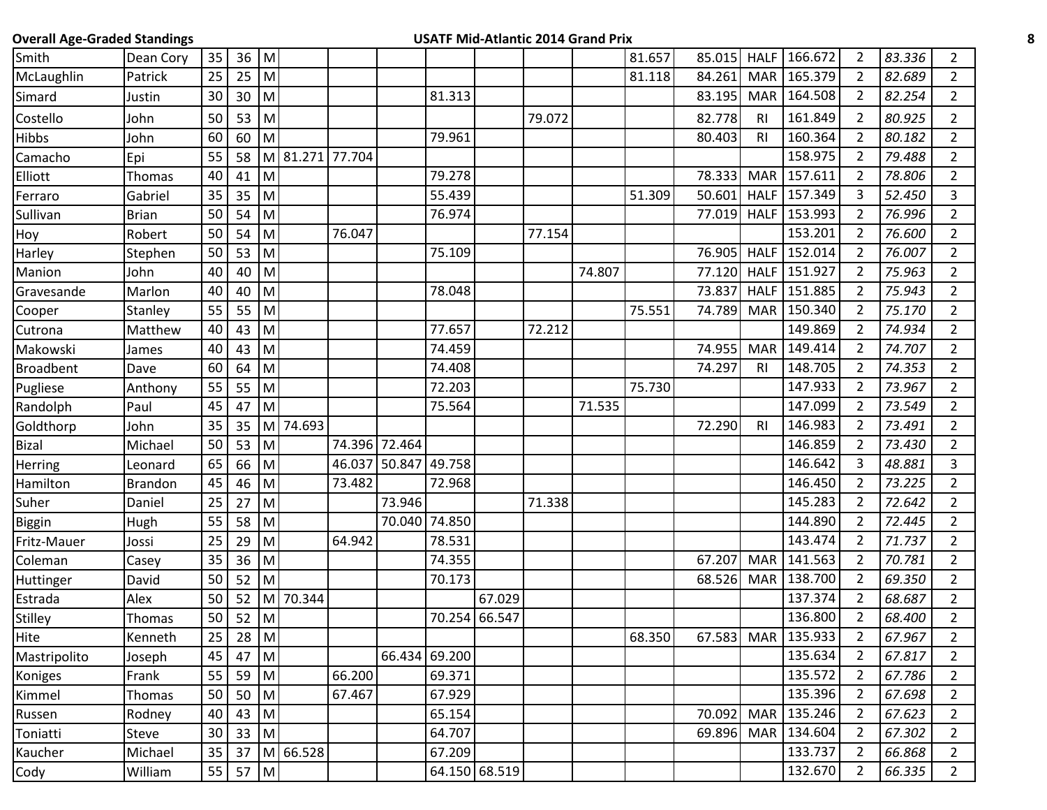| | | | | | | | | | | | | | | | | | | |
|---|---|---|---|---|---|---|---|---|---|---|---|---|---|---|---|---|---|---|
| Smith | Dean Cory | 35 | 36 | M | | | | | | | | 81.657 | 85.015 | HALF | 166.672 | 2 | *83.336* | 2 |
| McLaughlin | Patrick | 25 | 25 | M | | | | | | | | 81.118 | 84.261 | MAR | 165.379 | 2 | *82.689* | 2 |
| Simard | Justin | 30 | 30 | M | | | | 81.313 | | | | | 83.195 | MAR | 164.508 | 2 | *82.254* | 2 |
| Costello | John | 50 | 53 | M | | | | | | 79.072 | | | 82.778 | RI | 161.849 | 2 | *80.925* | 2 |
| Hibbs | John | 60 | 60 | M | | | | 79.961 | | | | | 80.403 | RI | 160.364 | 2 | *80.182* | 2 |
| Camacho | Epi | 55 | 58 | M | 81.271 | 77.704 | | | | | | | | | 158.975 | 2 | *79.488* | 2 |
| Elliott | Thomas | 40 | 41 | M | | | | 79.278 | | | | | 78.333 | MAR | 157.611 | 2 | *78.806* | 2 |
| Ferraro | Gabriel | 35 | 35 | M | | | | 55.439 | | | | 51.309 | 50.601 | HALF | 157.349 | 3 | *52.450* | 3 |
| Sullivan | Brian | 50 | 54 | M | | | | 76.974 | | | | | 77.019 | HALF | 153.993 | 2 | *76.996* | 2 |
| Hoy | Robert | 50 | 54 | M | | 76.047 | | | | 77.154 | | | | | 153.201 | 2 | *76.600* | 2 |
| Harley | Stephen | 50 | 53 | M | | | | 75.109 | | | | | 76.905 | HALF | 152.014 | 2 | *76.007* | 2 |
| Manion | John | 40 | 40 | M | | | | | | | 74.807 | | 77.120 | HALF | 151.927 | 2 | *75.963* | 2 |
| Gravesande | Marlon | 40 | 40 | M | | | | 78.048 | | | | | 73.837 | HALF | 151.885 | 2 | *75.943* | 2 |
| Cooper | Stanley | 55 | 55 | M | | | | | | | | 75.551 | 74.789 | MAR | 150.340 | 2 | *75.170* | 2 |
| Cutrona | Matthew | 40 | 43 | M | | | | 77.657 | | 72.212 | | | | | 149.869 | 2 | *74.934* | 2 |
| Makowski | James | 40 | 43 | M | | | | 74.459 | | | | | 74.955 | MAR | 149.414 | 2 | *74.707* | 2 |
| Broadbent | Dave | 60 | 64 | M | | | | 74.408 | | | | | 74.297 | RI | 148.705 | 2 | *74.353* | 2 |
| Pugliese | Anthony | 55 | 55 | M | | | | 72.203 | | | | 75.730 | | | 147.933 | 2 | *73.967* | 2 |
| Randolph | Paul | 45 | 47 | M | | | | 75.564 | | | 71.535 | | | | 147.099 | 2 | *73.549* | 2 |
| Goldthorp | John | 35 | 35 | M | 74.693 | | | | | | | | 72.290 | RI | 146.983 | 2 | *73.491* | 2 |
| Bizal | Michael | 50 | 53 | M | | 74.396 | 72.464 | | | | | | | | 146.859 | 2 | *73.430* | 2 |
| Herring | Leonard | 65 | 66 | M | | 46.037 | 50.847 | 49.758 | | | | | | | 146.642 | 3 | *48.881* | 3 |
| Hamilton | Brandon | 45 | 46 | M | | 73.482 | | 72.968 | | | | | | | 146.450 | 2 | *73.225* | 2 |
| Suher | Daniel | 25 | 27 | M | | | 73.946 | | | 71.338 | | | | | 145.283 | 2 | *72.642* | 2 |
| Biggin | Hugh | 55 | 58 | M | | | 70.040 | 74.850 | | | | | | | 144.890 | 2 | *72.445* | 2 |
| Fritz-Mauer | Jossi | 25 | 29 | M | | 64.942 | | 78.531 | | | | | | | 143.474 | 2 | *71.737* | 2 |
| Coleman | Casey | 35 | 36 | M | | | | 74.355 | | | | | 67.207 | MAR | 141.563 | 2 | *70.781* | 2 |
| Huttinger | David | 50 | 52 | M | | | | 70.173 | | | | | 68.526 | MAR | 138.700 | 2 | *69.350* | 2 |
| Estrada | Alex | 50 | 52 | M | 70.344 | | | | 67.029 | | | | | | 137.374 | 2 | *68.687* | 2 |
| Stilley | Thomas | 50 | 52 | M | | | | 70.254 | 66.547 | | | | | | 136.800 | 2 | *68.400* | 2 |
| Hite | Kenneth | 25 | 28 | M | | | | | | | | 68.350 | 67.583 | MAR | 135.933 | 2 | *67.967* | 2 |
| Mastripolito | Joseph | 45 | 47 | M | | | 66.434 | 69.200 | | | | | | | 135.634 | 2 | *67.817* | 2 |
| Koniges | Frank | 55 | 59 | M | | 66.200 | | 69.371 | | | | | | | 135.572 | 2 | *67.786* | 2 |
| Kimmel | Thomas | 50 | 50 | M | | 67.467 | | 67.929 | | | | | | | 135.396 | 2 | *67.698* | 2 |
| Russen | Rodney | 40 | 43 | M | | | | 65.154 | | | | | 70.092 | MAR | 135.246 | 2 | *67.623* | 2 |
| Toniatti | Steve | 30 | 33 | M | | | | 64.707 | | | | | 69.896 | MAR | 134.604 | 2 | *67.302* | 2 |
| Kaucher | Michael | 35 | 37 | M | 66.528 | | | 67.209 | | | | | | | 133.737 | 2 | *66.868* | 2 |
| Cody | William | 55 | 57 | M | | | | 64.150 | 68.519 | | | | | | 132.670 | 2 | *66.335* | 2 |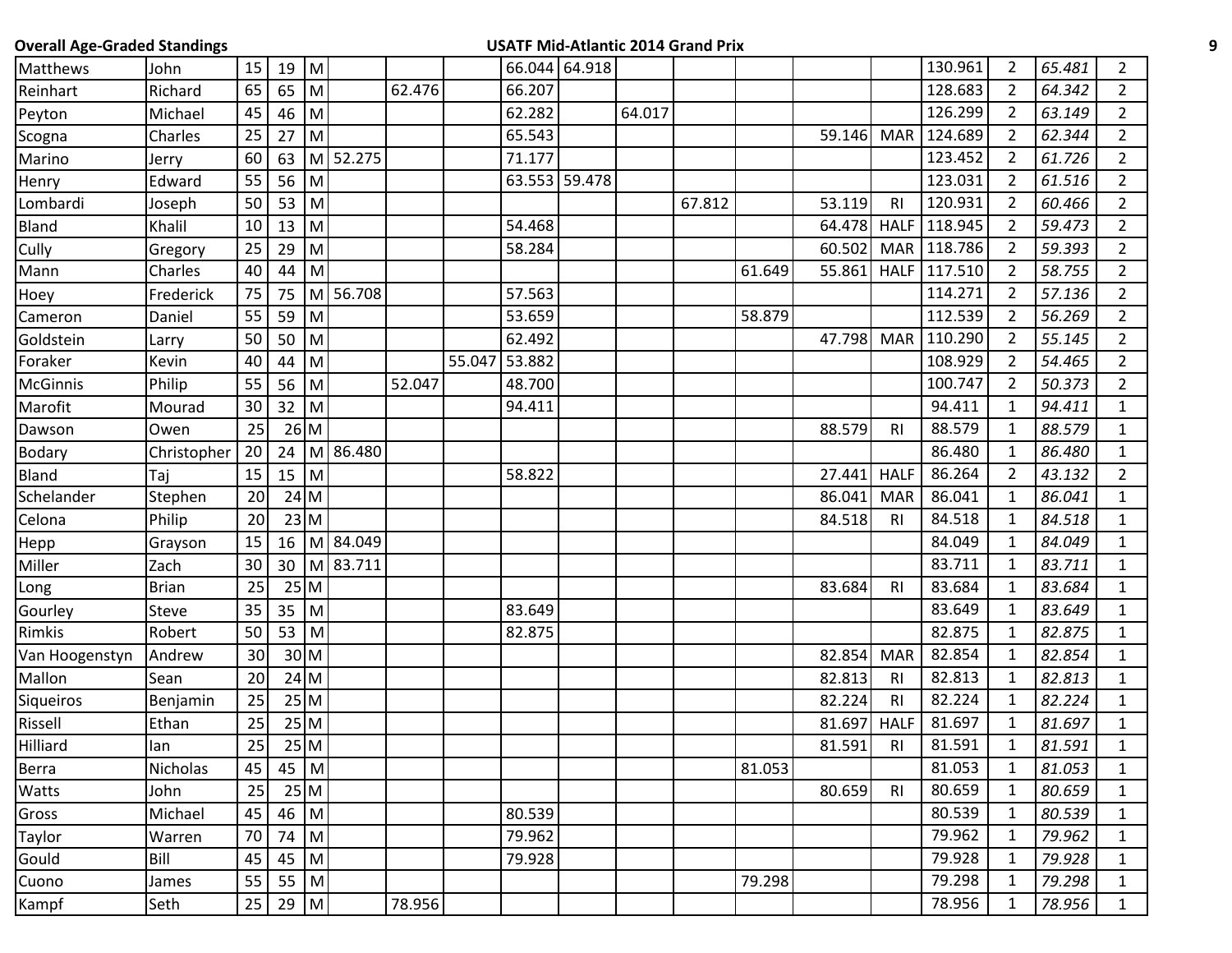| | | | | | | | | | | | | | | | | | | |
|---|---|---|---|---|---|---|---|---|---|---|---|---|---|---|---|---|---|---|
| Matthews | John | 15 | 19 | M | | | | 66.044 | 64.918 | | | | | | 130.961 | 2 | *65.481* | 2 |
| Reinhart | Richard | 65 | 65 | M | | 62.476 | | 66.207 | | | | | | | 128.683 | 2 | *64.342* | 2 |
| Peyton | Michael | 45 | 46 | M | | | | 62.282 | | 64.017 | | | | | 126.299 | 2 | *63.149* | 2 |
| Scogna | Charles | 25 | 27 | M | | | | 65.543 | | | | | 59.146 | MAR | 124.689 | 2 | *62.344* | 2 |
| Marino | Jerry | 60 | 63 | M | 52.275 | | | 71.177 | | | | | | | 123.452 | 2 | *61.726* | 2 |
| Henry | Edward | 55 | 56 | M | | | | 63.553 | 59.478 | | | | | | 123.031 | 2 | *61.516* | 2 |
| Lombardi | Joseph | 50 | 53 | M | | | | | | | 67.812 | | 53.119 | RI | 120.931 | 2 | *60.466* | 2 |
| Bland | Khalil | 10 | 13 | M | | | | 54.468 | | | | | 64.478 | HALF | 118.945 | 2 | *59.473* | 2 |
| Cully | Gregory | 25 | 29 | M | | | | 58.284 | | | | | 60.502 | MAR | 118.786 | 2 | *59.393* | 2 |
| Mann | Charles | 40 | 44 | M | | | | | | | | 61.649 | 55.861 | HALF | 117.510 | 2 | *58.755* | 2 |
| Hoey | Frederick | 75 | 75 | M | 56.708 | | | 57.563 | | | | | | | 114.271 | 2 | *57.136* | 2 |
| Cameron | Daniel | 55 | 59 | M | | | | 53.659 | | | | 58.879 | | | 112.539 | 2 | *56.269* | 2 |
| Goldstein | Larry | 50 | 50 | M | | | | 62.492 | | | | | 47.798 | MAR | 110.290 | 2 | *55.145* | 2 |
| Foraker | Kevin | 40 | 44 | M | | | 55.047 | 53.882 | | | | | | | 108.929 | 2 | *54.465* | 2 |
| McGinnis | Philip | 55 | 56 | M | | 52.047 | | 48.700 | | | | | | | 100.747 | 2 | *50.373* | 2 |
| Marofit | Mourad | 30 | 32 | M | | | | 94.411 | | | | | | | 94.411 | 1 | *94.411* | 1 |
| Dawson | Owen | 25 | 26 | M | | | | | | | | | 88.579 | RI | 88.579 | 1 | *88.579* | 1 |
| Bodary | Christopher | 20 | 24 | M | 86.480 | | | | | | | | | | 86.480 | 1 | *86.480* | 1 |
| Bland | Taj | 15 | 15 | M | | | | 58.822 | | | | | 27.441 | HALF | 86.264 | 2 | *43.132* | 2 |
| Schelander | Stephen | 20 | 24 | M | | | | | | | | | 86.041 | MAR | 86.041 | 1 | *86.041* | 1 |
| Celona | Philip | 20 | 23 | M | | | | | | | | | 84.518 | RI | 84.518 | 1 | *84.518* | 1 |
| Hepp | Grayson | 15 | 16 | M | 84.049 | | | | | | | | | | 84.049 | 1 | *84.049* | 1 |
| Miller | Zach | 30 | 30 | M | 83.711 | | | | | | | | | | 83.711 | 1 | *83.711* | 1 |
| Long | Brian | 25 | 25 | M | | | | | | | | | 83.684 | RI | 83.684 | 1 | *83.684* | 1 |
| Gourley | Steve | 35 | 35 | M | | | | 83.649 | | | | | | | 83.649 | 1 | *83.649* | 1 |
| Rimkis | Robert | 50 | 53 | M | | | | 82.875 | | | | | | | 82.875 | 1 | *82.875* | 1 |
| Van Hoogenstyn | Andrew | 30 | 30 | M | | | | | | | | | 82.854 | MAR | 82.854 | 1 | *82.854* | 1 |
| Mallon | Sean | 20 | 24 | M | | | | | | | | | 82.813 | RI | 82.813 | 1 | *82.813* | 1 |
| Siqueiros | Benjamin | 25 | 25 | M | | | | | | | | | 82.224 | RI | 82.224 | 1 | *82.224* | 1 |
| Rissell | Ethan | 25 | 25 | M | | | | | | | | | 81.697 | HALF | 81.697 | 1 | *81.697* | 1 |
| Hilliard | Ian | 25 | 25 | M | | | | | | | | | 81.591 | RI | 81.591 | 1 | *81.591* | 1 |
| Berra | Nicholas | 45 | 45 | M | | | | | | | | 81.053 | | | 81.053 | 1 | *81.053* | 1 |
| Watts | John | 25 | 25 | M | | | | | | | | | 80.659 | RI | 80.659 | 1 | *80.659* | 1 |
| Gross | Michael | 45 | 46 | M | | | | 80.539 | | | | | | | 80.539 | 1 | *80.539* | 1 |
| Taylor | Warren | 70 | 74 | M | | | | 79.962 | | | | | | | 79.962 | 1 | *79.962* | 1 |
| Gould | Bill | 45 | 45 | M | | | | 79.928 | | | | | | | 79.928 | 1 | *79.928* | 1 |
| Cuono | James | 55 | 55 | M | | | | | | | | 79.298 | | | 79.298 | 1 | *79.298* | 1 |
| Kampf | Seth | 25 | 29 | M | | 78.956 | | | | | | | | | 78.956 | 1 | *78.956* | 1 |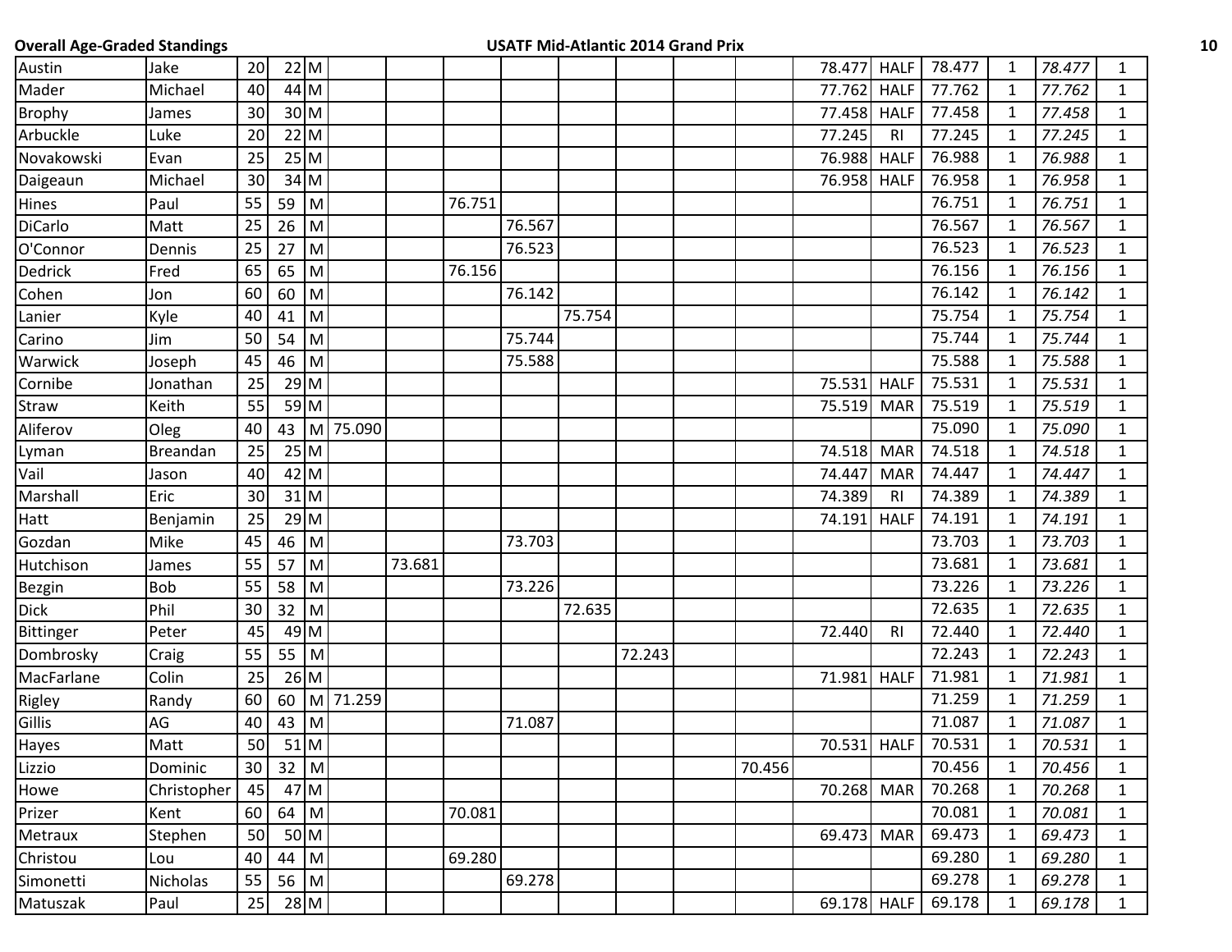| | | | | | | | | | | | | | | | | | | |
|---|---|---|---|---|---|---|---|---|---|---|---|---|---|---|---|---|---|---|
| Austin | Jake | 20 | 22 | M | | | | | | | | | 78.477 | HALF | 78.477 | 1 | *78.477* | 1 |
| Mader | Michael | 40 | 44 | M | | | | | | | | | 77.762 | HALF | 77.762 | 1 | *77.762* | 1 |
| Brophy | James | 30 | 30 | M | | | | | | | | | 77.458 | HALF | 77.458 | 1 | *77.458* | 1 |
| Arbuckle | Luke | 20 | 22 | M | | | | | | | | | 77.245 | RI | 77.245 | 1 | *77.245* | 1 |
| Novakowski | Evan | 25 | 25 | M | | | | | | | | | 76.988 | HALF | 76.988 | 1 | *76.988* | 1 |
| Daigeaun | Michael | 30 | 34 | M | | | | | | | | | 76.958 | HALF | 76.958 | 1 | *76.958* | 1 |
| Hines | Paul | 55 | 59 | M | | | 76.751 | | | | | | | | 76.751 | 1 | *76.751* | 1 |
| DiCarlo | Matt | 25 | 26 | M | | | | 76.567 | | | | | | | 76.567 | 1 | *76.567* | 1 |
| O'Connor | Dennis | 25 | 27 | M | | | | 76.523 | | | | | | | 76.523 | 1 | *76.523* | 1 |
| Dedrick | Fred | 65 | 65 | M | | | 76.156 | | | | | | | | 76.156 | 1 | *76.156* | 1 |
| Cohen | Jon | 60 | 60 | M | | | | 76.142 | | | | | | | 76.142 | 1 | *76.142* | 1 |
| Lanier | Kyle | 40 | 41 | M | | | | | 75.754 | | | | | | 75.754 | 1 | *75.754* | 1 |
| Carino | Jim | 50 | 54 | M | | | | 75.744 | | | | | | | 75.744 | 1 | *75.744* | 1 |
| Warwick | Joseph | 45 | 46 | M | | | | 75.588 | | | | | | | 75.588 | 1 | *75.588* | 1 |
| Cornibe | Jonathan | 25 | 29 | M | | | | | | | | | 75.531 | HALF | 75.531 | 1 | *75.531* | 1 |
| Straw | Keith | 55 | 59 | M | | | | | | | | | 75.519 | MAR | 75.519 | 1 | *75.519* | 1 |
| Aliferov | Oleg | 40 | 43 | M | 75.090 | | | | | | | | | | 75.090 | 1 | *75.090* | 1 |
| Lyman | Breandan | 25 | 25 | M | | | | | | | | | 74.518 | MAR | 74.518 | 1 | *74.518* | 1 |
| Vail | Jason | 40 | 42 | M | | | | | | | | | 74.447 | MAR | 74.447 | 1 | *74.447* | 1 |
| Marshall | Eric | 30 | 31 | M | | | | | | | | | 74.389 | RI | 74.389 | 1 | *74.389* | 1 |
| Hatt | Benjamin | 25 | 29 | M | | | | | | | | | 74.191 | HALF | 74.191 | 1 | *74.191* | 1 |
| Gozdan | Mike | 45 | 46 | M | | | | 73.703 | | | | | | | 73.703 | 1 | *73.703* | 1 |
| Hutchison | James | 55 | 57 | M | | 73.681 | | | | | | | | | 73.681 | 1 | *73.681* | 1 |
| Bezgin | Bob | 55 | 58 | M | | | | 73.226 | | | | | | | 73.226 | 1 | *73.226* | 1 |
| Dick | Phil | 30 | 32 | M | | | | | 72.635 | | | | | | 72.635 | 1 | *72.635* | 1 |
| Bittinger | Peter | 45 | 49 | M | | | | | | | | | 72.440 | RI | 72.440 | 1 | *72.440* | 1 |
| Dombrosky | Craig | 55 | 55 | M | | | | | | 72.243 | | | | | 72.243 | 1 | *72.243* | 1 |
| MacFarlane | Colin | 25 | 26 | M | | | | | | | | | 71.981 | HALF | 71.981 | 1 | *71.981* | 1 |
| Rigley | Randy | 60 | 60 | M | 71.259 | | | | | | | | | | 71.259 | 1 | *71.259* | 1 |
| Gillis | AG | 40 | 43 | M | | | | 71.087 | | | | | | | 71.087 | 1 | *71.087* | 1 |
| Hayes | Matt | 50 | 51 | M | | | | | | | | | 70.531 | HALF | 70.531 | 1 | *70.531* | 1 |
| Lizzio | Dominic | 30 | 32 | M | | | | | | | | 70.456 | | | 70.456 | 1 | *70.456* | 1 |
| Howe | Christopher | 45 | 47 | M | | | | | | | | | 70.268 | MAR | 70.268 | 1 | *70.268* | 1 |
| Prizer | Kent | 60 | 64 | M | | | 70.081 | | | | | | | | 70.081 | 1 | *70.081* | 1 |
| Metraux | Stephen | 50 | 50 | M | | | | | | | | | 69.473 | MAR | 69.473 | 1 | *69.473* | 1 |
| Christou | Lou | 40 | 44 | M | | | 69.280 | | | | | | | | 69.280 | 1 | *69.280* | 1 |
| Simonetti | Nicholas | 55 | 56 | M | | | | 69.278 | | | | | | | 69.278 | 1 | *69.278* | 1 |
| Matuszak | Paul | 25 | 28 | M | | | | | | | | | 69.178 | HALF | 69.178 | 1 | *69.178* | 1 |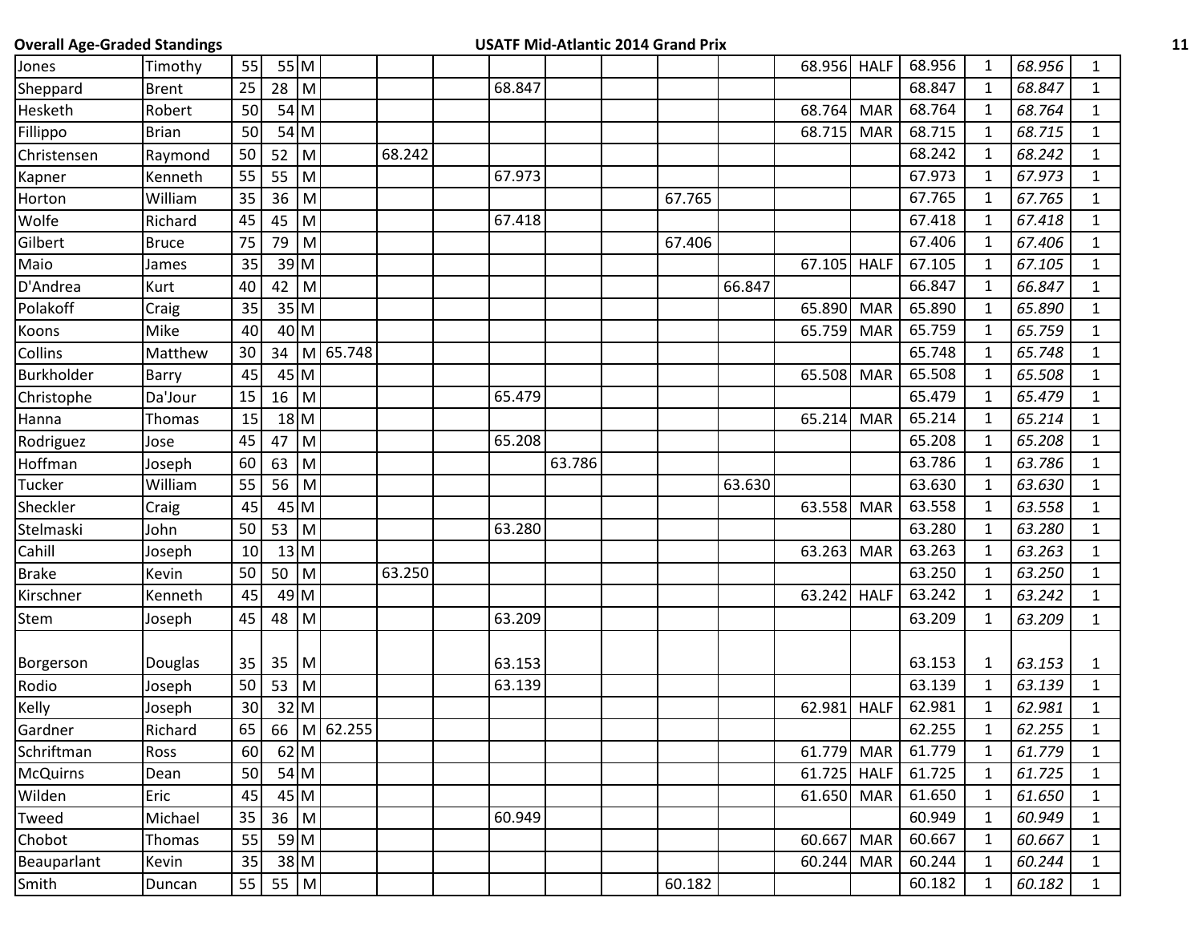| | | | | | | | | | | | | | | | | | | |
|---|---|---|---|---|---|---|---|---|---|---|---|---|---|---|---|---|---|---|
| Jones | Timothy | 55 | 55 | M | | | | | | | | | 68.956 | HALF | 68.956 | 1 | *68.956* | 1 |
| Sheppard | Brent | 25 | 28 | M | | | | 68.847 | | | | | | | 68.847 | 1 | *68.847* | 1 |
| Hesketh | Robert | 50 | 54 | M | | | | | | | | | 68.764 | MAR | 68.764 | 1 | *68.764* | 1 |
| Fillippo | Brian | 50 | 54 | M | | | | | | | | | 68.715 | MAR | 68.715 | 1 | *68.715* | 1 |
| Christensen | Raymond | 50 | 52 | M | | 68.242 | | | | | | | | | 68.242 | 1 | *68.242* | 1 |
| Kapner | Kenneth | 55 | 55 | M | | | | 67.973 | | | | | | | 67.973 | 1 | *67.973* | 1 |
| Horton | William | 35 | 36 | M | | | | | | | 67.765 | | | | 67.765 | 1 | *67.765* | 1 |
| Wolfe | Richard | 45 | 45 | M | | | | 67.418 | | | | | | | 67.418 | 1 | *67.418* | 1 |
| Gilbert | Bruce | 75 | 79 | M | | | | | | | 67.406 | | | | 67.406 | 1 | *67.406* | 1 |
| Maio | James | 35 | 39 | M | | | | | | | | | 67.105 | HALF | 67.105 | 1 | *67.105* | 1 |
| D'Andrea | Kurt | 40 | 42 | M | | | | | | | | 66.847 | | | 66.847 | 1 | *66.847* | 1 |
| Polakoff | Craig | 35 | 35 | M | | | | | | | | | 65.890 | MAR | 65.890 | 1 | *65.890* | 1 |
| Koons | Mike | 40 | 40 | M | | | | | | | | | 65.759 | MAR | 65.759 | 1 | *65.759* | 1 |
| Collins | Matthew | 30 | 34 | M | 65.748 | | | | | | | | | | 65.748 | 1 | *65.748* | 1 |
| Burkholder | Barry | 45 | 45 | M | | | | | | | | | 65.508 | MAR | 65.508 | 1 | *65.508* | 1 |
| Christophe | Da'Jour | 15 | 16 | M | | | | 65.479 | | | | | | | 65.479 | 1 | *65.479* | 1 |
| Hanna | Thomas | 15 | 18 | M | | | | | | | | | 65.214 | MAR | 65.214 | 1 | *65.214* | 1 |
| Rodriguez | Jose | 45 | 47 | M | | | | 65.208 | | | | | | | 65.208 | 1 | *65.208* | 1 |
| Hoffman | Joseph | 60 | 63 | M | | | | | 63.786 | | | | | | 63.786 | 1 | *63.786* | 1 |
| Tucker | William | 55 | 56 | M | | | | | | | | 63.630 | | | 63.630 | 1 | *63.630* | 1 |
| Sheckler | Craig | 45 | 45 | M | | | | | | | | | 63.558 | MAR | 63.558 | 1 | *63.558* | 1 |
| Stelmaski | John | 50 | 53 | M | | | | 63.280 | | | | | | | 63.280 | 1 | *63.280* | 1 |
| Cahill | Joseph | 10 | 13 | M | | | | | | | | | 63.263 | MAR | 63.263 | 1 | *63.263* | 1 |
| Brake | Kevin | 50 | 50 | M | | 63.250 | | | | | | | | | 63.250 | 1 | *63.250* | 1 |
| Kirschner | Kenneth | 45 | 49 | M | | | | | | | | | 63.242 | HALF | 63.242 | 1 | *63.242* | 1 |
| Stem | Joseph | 45 | 48 | M | | | | 63.209 | | | | | | | 63.209 | 1 | *63.209* | 1 |
| Borgerson | Douglas | 35 | 35 | M | | | | 63.153 | | | | | | | 63.153 | 1 | *63.153* | 1 |
| Rodio | Joseph | 50 | 53 | M | | | | 63.139 | | | | | | | 63.139 | 1 | *63.139* | 1 |
| Kelly | Joseph | 30 | 32 | M | | | | | | | | | 62.981 | HALF | 62.981 | 1 | *62.981* | 1 |
| Gardner | Richard | 65 | 66 | M | 62.255 | | | | | | | | | | 62.255 | 1 | *62.255* | 1 |
| Schriftman | Ross | 60 | 62 | M | | | | | | | | | 61.779 | MAR | 61.779 | 1 | *61.779* | 1 |
| McQuirns | Dean | 50 | 54 | M | | | | | | | | | 61.725 | HALF | 61.725 | 1 | *61.725* | 1 |
| Wilden | Eric | 45 | 45 | M | | | | | | | | | 61.650 | MAR | 61.650 | 1 | *61.650* | 1 |
| Tweed | Michael | 35 | 36 | M | | | | 60.949 | | | | | | | 60.949 | 1 | *60.949* | 1 |
| Chobot | Thomas | 55 | 59 | M | | | | | | | | | 60.667 | MAR | 60.667 | 1 | *60.667* | 1 |
| Beauparlant | Kevin | 35 | 38 | M | | | | | | | | | 60.244 | MAR | 60.244 | 1 | *60.244* | 1 |
| Smith | Duncan | 55 | 55 | M | | | | | | | 60.182 | | | | 60.182 | 1 | *60.182* | 1 |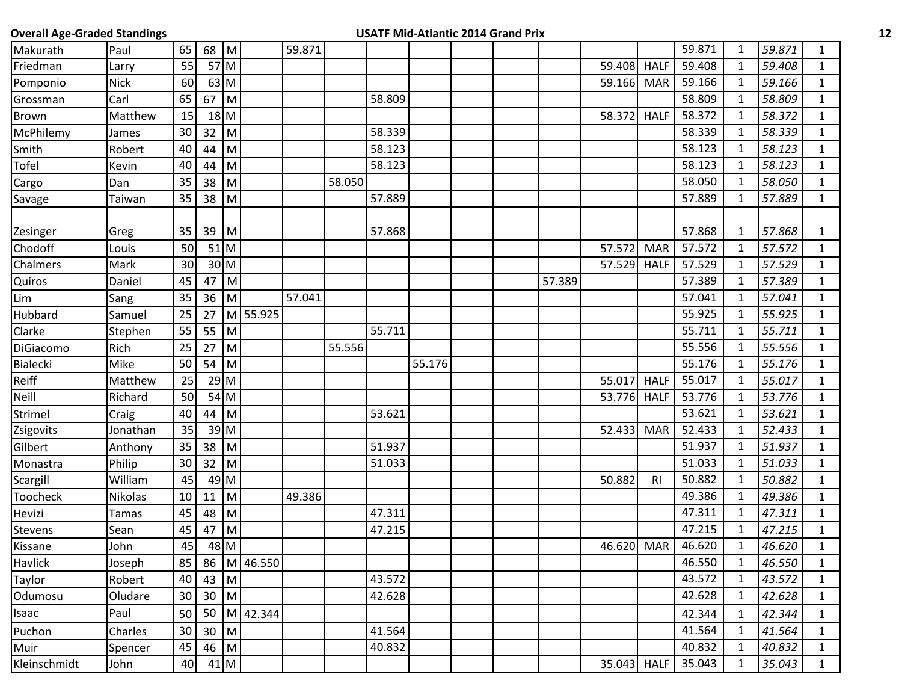| | | | | | | | | | | | | | | | | | | |
|---|---|---|---|---|---|---|---|---|---|---|---|---|---|---|---|---|---|---|
| Makurath | Paul | 65 | 68 | M | | 59.871 | | | | | | | | | 59.871 | 1 | 59.871 | 1 |
| Friedman | Larry | 55 | 57 | M | | | | | | | | | 59.408 | HALF | 59.408 | 1 | 59.408 | 1 |
| Pomponio | Nick | 60 | 63 | M | | | | | | | | | 59.166 | MAR | 59.166 | 1 | 59.166 | 1 |
| Grossman | Carl | 65 | 67 | M | | | | 58.809 | | | | | | | 58.809 | 1 | 58.809 | 1 |
| Brown | Matthew | 15 | 18 | M | | | | | | | | | 58.372 | HALF | 58.372 | 1 | 58.372 | 1 |
| McPhilemy | James | 30 | 32 | M | | | | 58.339 | | | | | | | 58.339 | 1 | 58.339 | 1 |
| Smith | Robert | 40 | 44 | M | | | | 58.123 | | | | | | | 58.123 | 1 | 58.123 | 1 |
| Tofel | Kevin | 40 | 44 | M | | | | 58.123 | | | | | | | 58.123 | 1 | 58.123 | 1 |
| Cargo | Dan | 35 | 38 | M | | | 58.050 | | | | | | | | 58.050 | 1 | 58.050 | 1 |
| Savage | Taiwan | 35 | 38 | M | | | | 57.889 | | | | | | | 57.889 | 1 | 57.889 | 1 |
| Zesinger | Greg | 35 | 39 | M | | | | 57.868 | | | | | | | 57.868 | 1 | 57.868 | 1 |
| Chodoff | Louis | 50 | 51 | M | | | | | | | | | 57.572 | MAR | 57.572 | 1 | 57.572 | 1 |
| Chalmers | Mark | 30 | 30 | M | | | | | | | | | 57.529 | HALF | 57.529 | 1 | 57.529 | 1 |
| Quiros | Daniel | 45 | 47 | M | | | | | | | | 57.389 | | | 57.389 | 1 | 57.389 | 1 |
| Lim | Sang | 35 | 36 | M | | 57.041 | | | | | | | | | 57.041 | 1 | 57.041 | 1 |
| Hubbard | Samuel | 25 | 27 | M | 55.925 | | | | | | | | | | 55.925 | 1 | 55.925 | 1 |
| Clarke | Stephen | 55 | 55 | M | | | | 55.711 | | | | | | | 55.711 | 1 | 55.711 | 1 |
| DiGiacomo | Rich | 25 | 27 | M | | | 55.556 | | | | | | | | 55.556 | 1 | 55.556 | 1 |
| Bialecki | Mike | 50 | 54 | M | | | | | 55.176 | | | | | | 55.176 | 1 | 55.176 | 1 |
| Reiff | Matthew | 25 | 29 | M | | | | | | | | | 55.017 | HALF | 55.017 | 1 | 55.017 | 1 |
| Neill | Richard | 50 | 54 | M | | | | | | | | | 53.776 | HALF | 53.776 | 1 | 53.776 | 1 |
| Strimel | Craig | 40 | 44 | M | | | | 53.621 | | | | | | | 53.621 | 1 | 53.621 | 1 |
| Zsigovits | Jonathan | 35 | 39 | M | | | | | | | | | 52.433 | MAR | 52.433 | 1 | 52.433 | 1 |
| Gilbert | Anthony | 35 | 38 | M | | | | 51.937 | | | | | | | 51.937 | 1 | 51.937 | 1 |
| Monastra | Philip | 30 | 32 | M | | | | 51.033 | | | | | | | 51.033 | 1 | 51.033 | 1 |
| Scargill | William | 45 | 49 | M | | | | | | | | | 50.882 | RI | 50.882 | 1 | 50.882 | 1 |
| Toocheck | Nikolas | 10 | 11 | M | | 49.386 | | | | | | | | | 49.386 | 1 | 49.386 | 1 |
| Hevizi | Tamas | 45 | 48 | M | | | | 47.311 | | | | | | | 47.311 | 1 | 47.311 | 1 |
| Stevens | Sean | 45 | 47 | M | | | | 47.215 | | | | | | | 47.215 | 1 | 47.215 | 1 |
| Kissane | John | 45 | 48 | M | | | | | | | | | 46.620 | MAR | 46.620 | 1 | 46.620 | 1 |
| Havlick | Joseph | 85 | 86 | M | 46.550 | | | | | | | | | | 46.550 | 1 | 46.550 | 1 |
| Taylor | Robert | 40 | 43 | M | | | | 43.572 | | | | | | | 43.572 | 1 | 43.572 | 1 |
| Odumosu | Oludare | 30 | 30 | M | | | | 42.628 | | | | | | | 42.628 | 1 | 42.628 | 1 |
| Isaac | Paul | 50 | 50 | M | 42.344 | | | | | | | | | | 42.344 | 1 | 42.344 | 1 |
| Puchon | Charles | 30 | 30 | M | | | | 41.564 | | | | | | | 41.564 | 1 | 41.564 | 1 |
| Muir | Spencer | 45 | 46 | M | | | | 40.832 | | | | | | | 40.832 | 1 | 40.832 | 1 |
| Kleinschmidt | John | 40 | 41 | M | | | | | | | | | 35.043 | HALF | 35.043 | 1 | 35.043 | 1 |